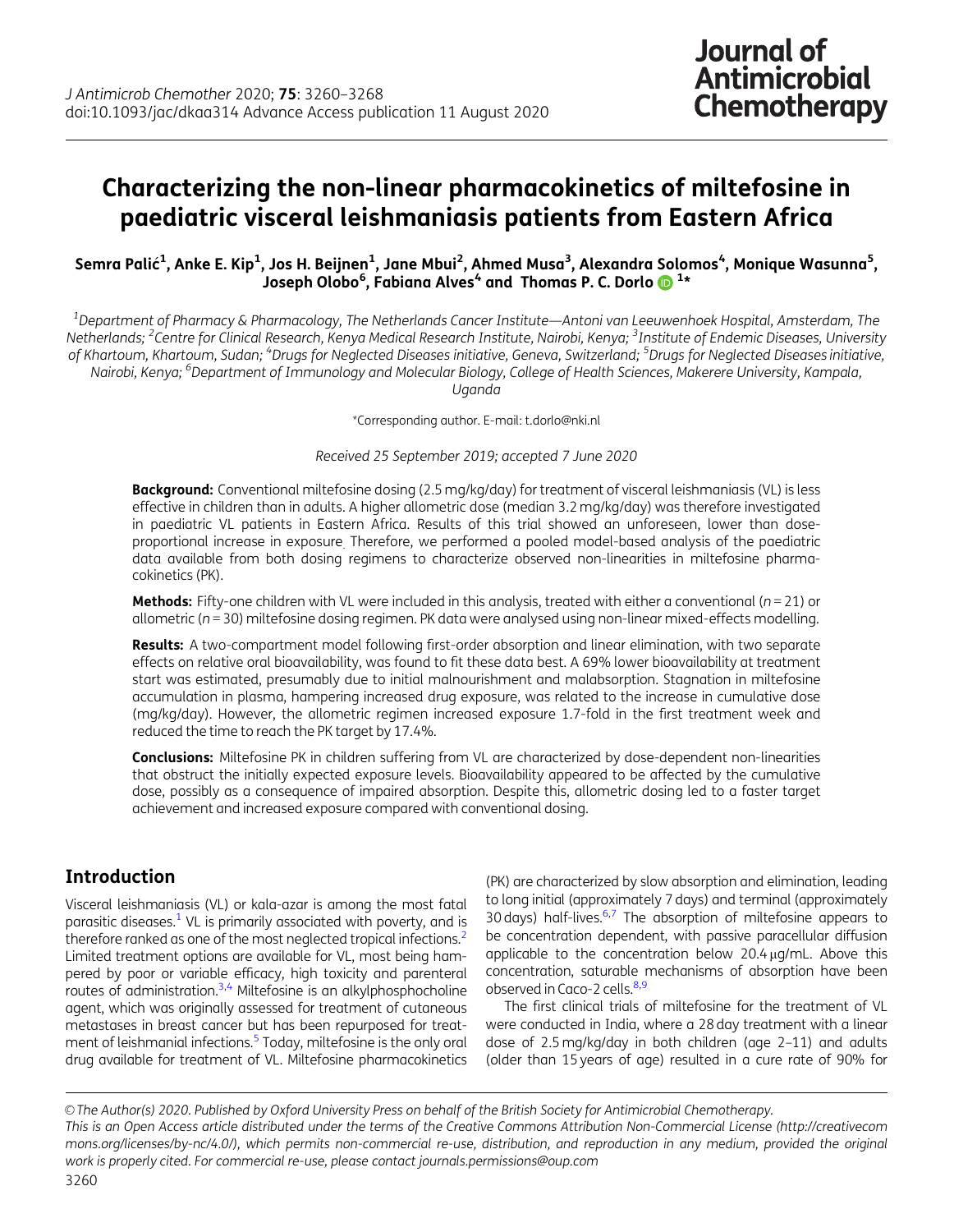# Characterizing the non-linear pharmacokinetics of miltefosine in paediatric visceral leishmaniasis patients from Eastern Africa

**Semra Palić[1], Anke E. Kip[1], Jos H. Beijnen[1], Jane Mbui[2], Ahmed Musa[3], Alexandra Solomos[4], Monique Wasunna[5], Joseph Olobo[6], Fabiana Alves[4] and Thomas P. C. Dorlo[1]***

[1]Department of Pharmacy & Pharmacology, The Netherlands Cancer Institute—Antoni van Leeuwenhoek Hospital, Amsterdam, The Netherlands; [2]Centre for Clinical Research, Kenya Medical Research Institute, Nairobi, Kenya; [3]Institute of Endemic Diseases, University of Khartoum, Khartoum, Sudan; [4]Drugs for Neglected Diseases initiative, Geneva, Switzerland; [5]Drugs for Neglected Diseases initiative, Nairobi, Kenya; [6]Department of Immunology and Molecular Biology, College of Health Sciences, Makerere University, Kampala, Uganda

*Corresponding author. E-mail: t.dorlo@nki.nl

*Received 25 September 2019; accepted 7 June 2020*

**Background:** Conventional miltefosine dosing (2.5 mg/kg/day) for treatment of visceral leishmaniasis (VL) is less effective in children than in adults. A higher allometric dose (median 3.2 mg/kg/day) was therefore investigated in paediatric VL patients in Eastern Africa. Results of this trial showed an unforeseen, lower than dose-proportional increase in exposure. Therefore, we performed a pooled model-based analysis of the paediatric data available from both dosing regimens to characterize observed non-linearities in miltefosine pharmacokinetics (PK).

**Methods:** Fifty-one children with VL were included in this analysis, treated with either a conventional ($n = 21$) or allometric ($n = 30$) miltefosine dosing regimen. PK data were analysed using non-linear mixed-effects modelling.

**Results:** A two-compartment model following first-order absorption and linear elimination, with two separate effects on relative oral bioavailability, was found to fit these data best. A 69% lower bioavailability at treatment start was estimated, presumably due to initial malnourishment and malabsorption. Stagnation in miltefosine accumulation in plasma, hampering increased drug exposure, was related to the increase in cumulative dose (mg/kg/day). However, the allometric regimen increased exposure 1.7-fold in the first treatment week and reduced the time to reach the PK target by 17.4%.

**Conclusions:** Miltefosine PK in children suffering from VL are characterized by dose-dependent non-linearities that obstruct the initially expected exposure levels. Bioavailability appeared to be affected by the cumulative dose, possibly as a consequence of impaired absorption. Despite this, allometric dosing led to a faster target achievement and increased exposure compared with conventional dosing.

## Introduction

Visceral leishmaniasis (VL) or kala-azar is among the most fatal parasitic diseases.[1] VL is primarily associated with poverty, and is therefore ranked as one of the most neglected tropical infections.[2] Limited treatment options are available for VL, most being hampered by poor or variable efficacy, high toxicity and parenteral routes of administration.[3,4] Miltefosine is an alkylphosphocholine agent, which was originally assessed for treatment of cutaneous metastases in breast cancer but has been repurposed for treatment of leishmanial infections.[5] Today, miltefosine is the only oral drug available for treatment of VL. Miltefosine pharmacokinetics (PK) are characterized by slow absorption and elimination, leading to long initial (approximately 7 days) and terminal (approximately 30 days) half-lives.[6,7] The absorption of miltefosine appears to be concentration dependent, with passive paracellular diffusion applicable to the concentration below 20.4 μg/mL. Above this concentration, saturable mechanisms of absorption have been observed in Caco-2 cells.[8,9]

The first clinical trials of miltefosine for the treatment of VL were conducted in India, where a 28 day treatment with a linear dose of 2.5 mg/kg/day in both children (age 2–11) and adults (older than 15 years of age) resulted in a cure rate of 90% for

© The Author(s) 2020. Published by Oxford University Press on behalf of the British Society for Antimicrobial Chemotherapy. This is an Open Access article distributed under the terms of the Creative Commons Attribution Non-Commercial License (http://creativecommons.org/licenses/by-nc/4.0/), which permits non-commercial re-use, distribution, and reproduction in any medium, provided the original work is properly cited. For commercial re-use, please contact journals.permissions@oup.com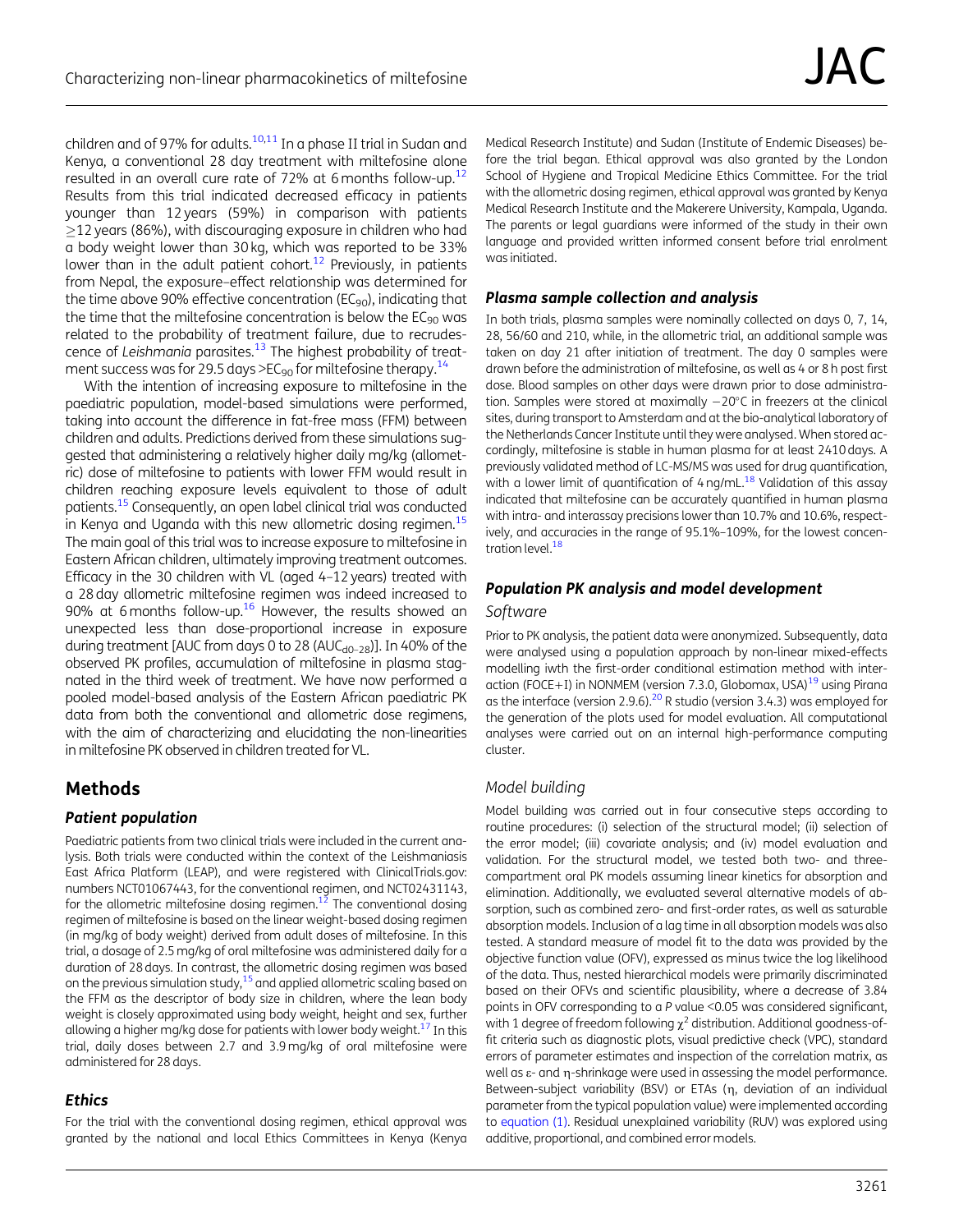children and of 97% for adults.[10,11] In a phase II trial in Sudan and Kenya, a conventional 28 day treatment with miltefosine alone resulted in an overall cure rate of 72% at 6 months follow-up.[12] Results from this trial indicated decreased efficacy in patients younger than 12 years (59%) in comparison with patients ≥12 years (86%), with discouraging exposure in children who had a body weight lower than 30 kg, which was reported to be 33% lower than in the adult patient cohort.[12] Previously, in patients from Nepal, the exposure–effect relationship was determined for the time above 90% effective concentration ($EC_{90}$), indicating that the time that the miltefosine concentration is below the $EC_{90}$ was related to the probability of treatment failure, due to recrudescence of *Leishmania* parasites.[13] The highest probability of treatment success was for 29.5 days >$EC_{90}$ for miltefosine therapy.[14]

With the intention of increasing exposure to miltefosine in the paediatric population, model-based simulations were performed, taking into account the difference in fat-free mass (FFM) between children and adults. Predictions derived from these simulations suggested that administering a relatively higher daily mg/kg (allometric) dose of miltefosine to patients with lower FFM would result in children reaching exposure levels equivalent to those of adult patients.[15] Consequently, an open label clinical trial was conducted in Kenya and Uganda with this new allometric dosing regimen.[15] The main goal of this trial was to increase exposure to miltefosine in Eastern African children, ultimately improving treatment outcomes. Efficacy in the 30 children with VL (aged 4–12 years) treated with a 28 day allometric miltefosine regimen was indeed increased to 90% at 6 months follow-up.[16] However, the results showed an unexpected less than dose-proportional increase in exposure during treatment [AUC from days 0 to 28 ($AUC_{d0-28}$)]. In 40% of the observed PK profiles, accumulation of miltefosine in plasma stagnated in the third week of treatment. We have now performed a pooled model-based analysis of the Eastern African paediatric PK data from both the conventional and allometric dose regimens, with the aim of characterizing and elucidating the non-linearities in miltefosine PK observed in children treated for VL.

## Methods

### Patient population

Paediatric patients from two clinical trials were included in the current analysis. Both trials were conducted within the context of the Leishmaniasis East Africa Platform (LEAP), and were registered with ClinicalTrials.gov: numbers NCT01067443, for the conventional regimen, and NCT02431143, for the allometric miltefosine dosing regimen.[12] The conventional dosing regimen of miltefosine is based on the linear weight-based dosing regimen (in mg/kg of body weight) derived from adult doses of miltefosine. In this trial, a dosage of 2.5 mg/kg of oral miltefosine was administered daily for a duration of 28 days. In contrast, the allometric dosing regimen was based on the previous simulation study,[15] and applied allometric scaling based on the FFM as the descriptor of body size in children, where the lean body weight is closely approximated using body weight, height and sex, further allowing a higher mg/kg dose for patients with lower body weight.[17] In this trial, daily doses between 2.7 and 3.9 mg/kg of oral miltefosine were administered for 28 days.

### Ethics

For the trial with the conventional dosing regimen, ethical approval was granted by the national and local Ethics Committees in Kenya (Kenya Medical Research Institute) and Sudan (Institute of Endemic Diseases) before the trial began. Ethical approval was also granted by the London School of Hygiene and Tropical Medicine Ethics Committee. For the trial with the allometric dosing regimen, ethical approval was granted by Kenya Medical Research Institute and the Makerere University, Kampala, Uganda. The parents or legal guardians were informed of the study in their own language and provided written informed consent before trial enrolment was initiated.

### Plasma sample collection and analysis

In both trials, plasma samples were nominally collected on days 0, 7, 14, 28, 56/60 and 210, while, in the allometric trial, an additional sample was taken on day 21 after initiation of treatment. The day 0 samples were drawn before the administration of miltefosine, as well as 4 or 8 h post first dose. Blood samples on other days were drawn prior to dose administration. Samples were stored at maximally −20°C in freezers at the clinical sites, during transport to Amsterdam and at the bio-analytical laboratory of the Netherlands Cancer Institute until they were analysed. When stored accordingly, miltefosine is stable in human plasma for at least 2410 days. A previously validated method of LC-MS/MS was used for drug quantification, with a lower limit of quantification of 4 ng/mL.[18] Validation of this assay indicated that miltefosine can be accurately quantified in human plasma with intra- and interassay precisions lower than 10.7% and 10.6%, respectively, and accuracies in the range of 95.1%–109%, for the lowest concentration level.[18]

### Population PK analysis and model development

#### Software

Prior to PK analysis, the patient data were anonymized. Subsequently, data were analysed using a population approach by non-linear mixed-effects modelling iwth the first-order conditional estimation method with interaction (FOCE+I) in NONMEM (version 7.3.0, Globomax, USA)[19] using Pirana as the interface (version 2.9.6).[20] R studio (version 3.4.3) was employed for the generation of the plots used for model evaluation. All computational analyses were carried out on an internal high-performance computing cluster.

#### Model building

Model building was carried out in four consecutive steps according to routine procedures: (i) selection of the structural model; (ii) selection of the error model; (iii) covariate analysis; and (iv) model evaluation and validation. For the structural model, we tested both two- and three-compartment oral PK models assuming linear kinetics for absorption and elimination. Additionally, we evaluated several alternative models of absorption, such as combined zero- and first-order rates, as well as saturable absorption models. Inclusion of a lag time in all absorption models was also tested. A standard measure of model fit to the data was provided by the objective function value (OFV), expressed as minus twice the log likelihood of the data. Thus, nested hierarchical models were primarily discriminated based on their OFVs and scientific plausibility, where a decrease of 3.84 points in OFV corresponding to a $P$ value <0.05 was considered significant, with 1 degree of freedom following $\chi^2$ distribution. Additional goodness-of-fit criteria such as diagnostic plots, visual predictive check (VPC), standard errors of parameter estimates and inspection of the correlation matrix, as well as ε- and η-shrinkage were used in assessing the model performance. Between-subject variability (BSV) or ETAs (η, deviation of an individual parameter from the typical population value) were implemented according to equation (1). Residual unexplained variability (RUV) was explored using additive, proportional, and combined error models.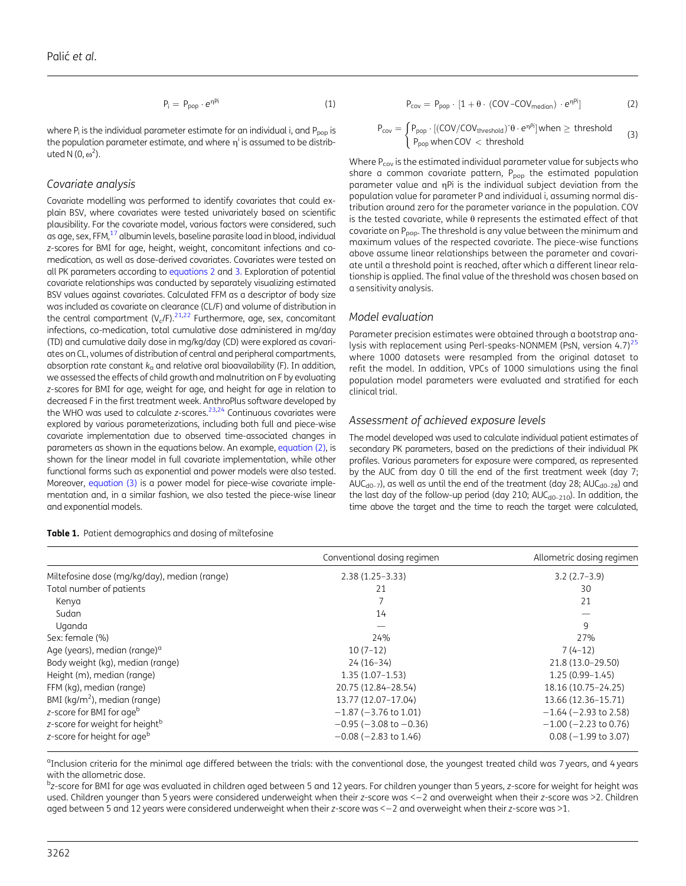$$P_i = P_{pop} \cdot e^{\eta^{Pi}} \quad (1)$$

where $P_i$ is the individual parameter estimate for an individual i, and $P_{pop}$ is the population parameter estimate, and where $\eta^i$ is assumed to be distributed N $(0, \omega^2)$.

## Covariate analysis

Covariate modelling was performed to identify covariates that could explain BSV, where covariates were tested univariately based on scientific plausibility. For the covariate model, various factors were considered, such as age, sex, FFM,[17] albumin levels, baseline parasite load in blood, individual z-scores for BMI for age, height, weight, concomitant infections and co-medication, as well as dose-derived covariates. Covariates were tested on all PK parameters according to equations 2 and 3. Exploration of potential covariate relationships was conducted by separately visualizing estimated BSV values against covariates. Calculated FFM as a descriptor of body size was included as covariate on clearance (CL/F) and volume of distribution in the central compartment ($V_c$/F).[21,22] Furthermore, age, sex, concomitant infections, co-medication, total cumulative dose administered in mg/day (TD) and cumulative daily dose in mg/kg/day (CD) were explored as covariates on CL, volumes of distribution of central and peripheral compartments, absorption rate constant $k_a$ and relative oral bioavailability (F). In addition, we assessed the effects of child growth and malnutrition on F by evaluating z-scores for BMI for age, weight for age, and height for age in relation to decreased F in the first treatment week. AnthroPlus software developed by the WHO was used to calculate z-scores.[23,24] Continuous covariates were explored by various parameterizations, including both full and piece-wise covariate implementation due to observed time-associated changes in parameters as shown in the equations below. An example, equation (2), is shown for the linear model in full covariate implementation, while other functional forms such as exponential and power models were also tested. Moreover, equation (3) is a power model for piece-wise covariate implementation and, in a similar fashion, we also tested the piece-wise linear and exponential models.

$$P_{cov} = P_{pop} \cdot \left[1 + \theta \cdot (COV - COV_{median}) \cdot e^{\eta^{Pi}}\right] \quad (2)$$

$$P_{cov} = \begin{cases} P_{pop} \cdot \left[(COV/COV_{threshold})^{\wedge}\theta \cdot e^{\eta^{Pi}}\right] \text{when} \geq \text{threshold} \\ P_{pop} \text{ when COV} < \text{threshold} \end{cases} \quad (3)$$

Where $P_{cov}$ is the estimated individual parameter value for subjects who share a common covariate pattern, $P_{pop}$ the estimated population parameter value and $\eta$Pi is the individual subject deviation from the population value for parameter P and individual i, assuming normal distribution around zero for the parameter variance in the population. COV is the tested covariate, while $\theta$ represents the estimated effect of that covariate on $P_{pop}$. The threshold is any value between the minimum and maximum values of the respected covariate. The piece-wise functions above assume linear relationships between the parameter and covariate until a threshold point is reached, after which a different linear relationship is applied. The final value of the threshold was chosen based on a sensitivity analysis.

## Model evaluation

Parameter precision estimates were obtained through a bootstrap analysis with replacement using Perl-speaks-NONMEM (PsN, version 4.7)[25] where 1000 datasets were resampled from the original dataset to refit the model. In addition, VPCs of 1000 simulations using the final population model parameters were evaluated and stratified for each clinical trial.

## Assessment of achieved exposure levels

The model developed was used to calculate individual patient estimates of secondary PK parameters, based on the predictions of their individual PK profiles. Various parameters for exposure were compared, as represented by the AUC from day 0 till the end of the first treatment week (day 7; $AUC_{d0-7}$), as well as until the end of the treatment (day 28; $AUC_{d0-28}$) and the last day of the follow-up period (day 210; $AUC_{d0-210}$). In addition, the time above the target and the time to reach the target were calculated,

**Table 1.** Patient demographics and dosing of miltefosine

| | Conventional dosing regimen | Allometric dosing regimen |
|---|---|---|
| Miltefosine dose (mg/kg/day), median (range) | 2.38 (1.25–3.33) | 3.2 (2.7–3.9) |
| Total number of patients | 21 | 30 |
| Kenya | 7 | 21 |
| Sudan | 14 | — |
| Uganda | — | 9 |
| Sex: female (%) | 24% | 27% |
| Age (years), median (range)[a] | 10 (7–12) | 7 (4–12) |
| Body weight (kg), median (range) | 24 (16–34) | 21.8 (13.0–29.50) |
| Height (m), median (range) | 1.35 (1.07–1.53) | 1.25 (0.99–1.45) |
| FFM (kg), median (range) | 20.75 (12.84–28.54) | 18.16 (10.75–24.25) |
| BMI (kg/m$^2$), median (range) | 13.77 (12.07–17.04) | 13.66 (12.36–15.71) |
| z-score for BMI for age[b] | −1.87 (−3.76 to 1.01) | −1.64 (−2.93 to 2.58) |
| z-score for weight for height[b] | −0.95 (−3.08 to −0.36) | −1.00 (−2.23 to 0.76) |
| z-score for height for age[b] | −0.08 (−2.83 to 1.46) | 0.08 (−1.99 to 3.07) |

[a]Inclusion criteria for the minimal age differed between the trials: with the conventional dose, the youngest treated child was 7 years, and 4 years with the allometric dose.

[b]z-score for BMI for age was evaluated in children aged between 5 and 12 years. For children younger than 5 years, z-score for weight for height was used. Children younger than 5 years were considered underweight when their z-score was <−2 and overweight when their z-score was >2. Children aged between 5 and 12 years were considered underweight when their z-score was <−2 and overweight when their z-score was >1.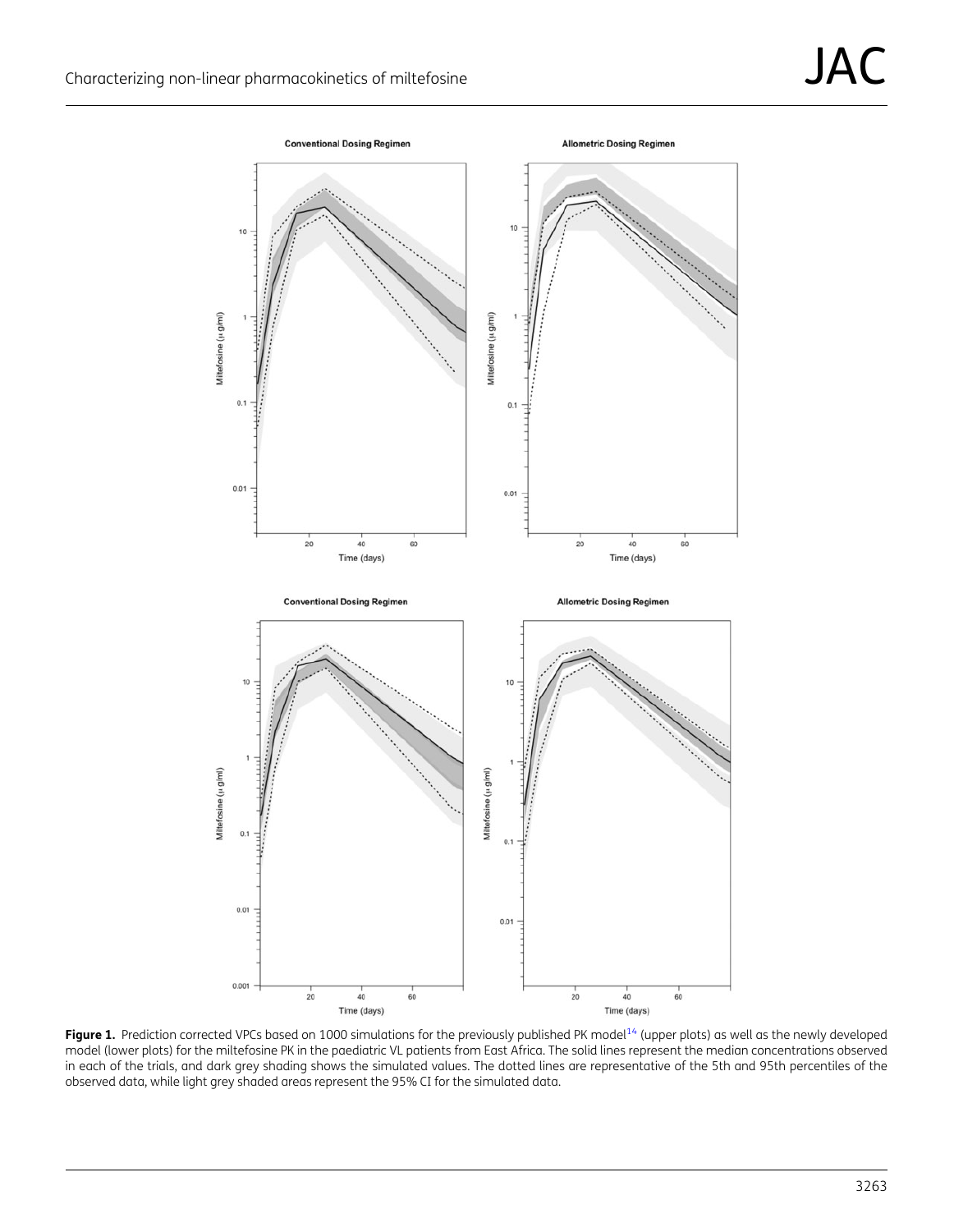**Figure 1.** Prediction corrected VPCs based on 1000 simulations for the previously published PK model[14] (upper plots) as well as the newly developed model (lower plots) for the miltefosine PK in the paediatric VL patients from East Africa. The solid lines represent the median concentrations observed in each of the trials, and dark grey shading shows the simulated values. The dotted lines are representative of the 5th and 95th percentiles of the observed data, while light grey shaded areas represent the 95% CI for the simulated data.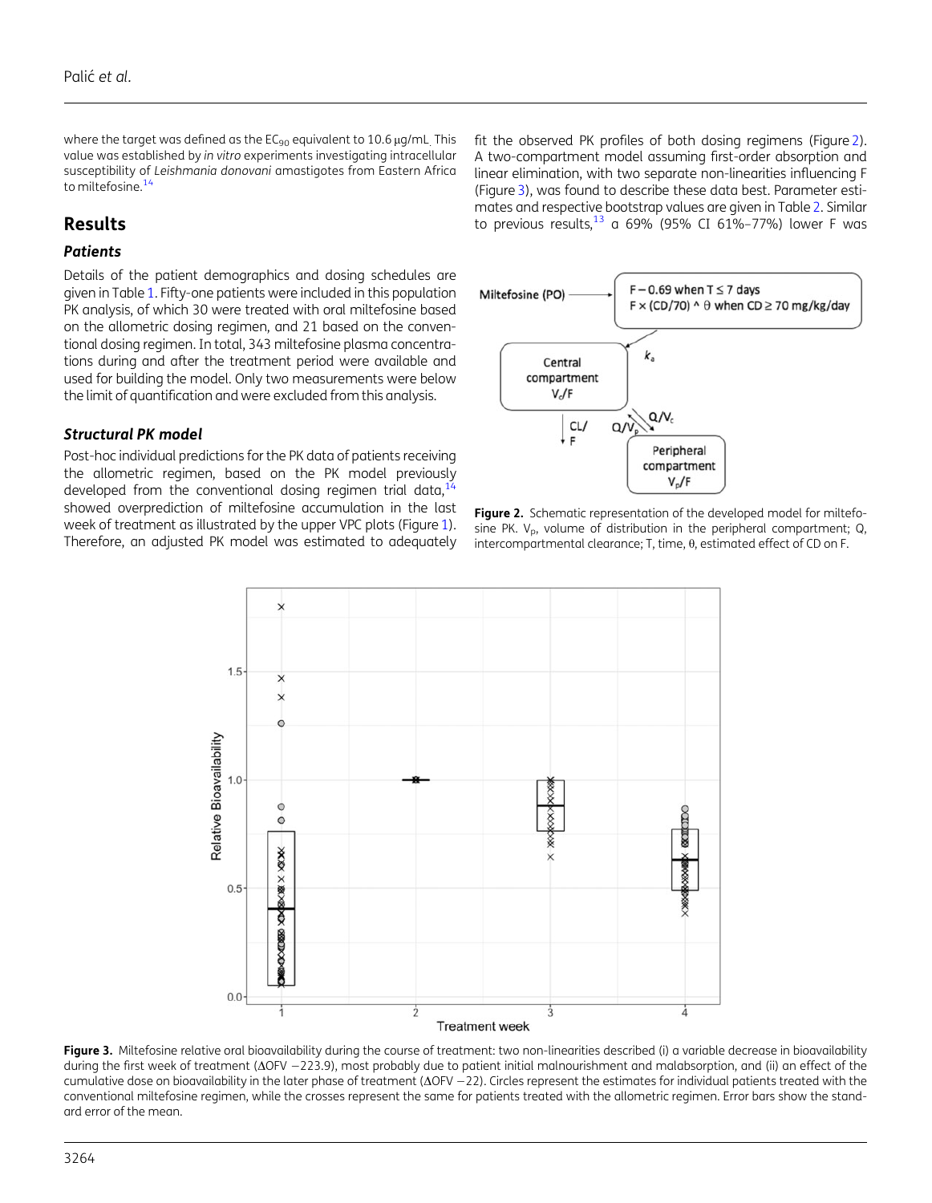where the target was defined as the $EC_{90}$ equivalent to 10.6 μg/mL. This value was established by *in vitro* experiments investigating intracellular susceptibility of *Leishmania donovani* amastigotes from Eastern Africa to miltefosine.[14]

## Results

### Patients

Details of the patient demographics and dosing schedules are given in Table 1. Fifty-one patients were included in this population PK analysis, of which 30 were treated with oral miltefosine based on the allometric dosing regimen, and 21 based on the conventional dosing regimen. In total, 343 miltefosine plasma concentrations during and after the treatment period were available and used for building the model. Only two measurements were below the limit of quantification and were excluded from this analysis.

### Structural PK model

Post-hoc individual predictions for the PK data of patients receiving the allometric regimen, based on the PK model previously developed from the conventional dosing regimen trial data,[14] showed overprediction of miltefosine accumulation in the last week of treatment as illustrated by the upper VPC plots (Figure 1). Therefore, an adjusted PK model was estimated to adequately fit the observed PK profiles of both dosing regimens (Figure 2). A two-compartment model assuming first-order absorption and linear elimination, with two separate non-linearities influencing F (Figure 3), was found to describe these data best. Parameter estimates and respective bootstrap values are given in Table 2. Similar to previous results,[13] a 69% (95% CI 61%–77%) lower F was

**Figure 2.** Schematic representation of the developed model for miltefosine PK. $V_p$, volume of distribution in the peripheral compartment; Q, intercompartmental clearance; T, time, θ, estimated effect of CD on F.

**Figure 3.** Miltefosine relative oral bioavailability during the course of treatment: two non-linearities described (i) a variable decrease in bioavailability during the first week of treatment (ΔOFV −223.9), most probably due to patient initial malnourishment and malabsorption, and (ii) an effect of the cumulative dose on bioavailability in the later phase of treatment (ΔOFV −22). Circles represent the estimates for individual patients treated with the conventional miltefosine regimen, while the crosses represent the same for patients treated with the allometric regimen. Error bars show the standard error of the mean.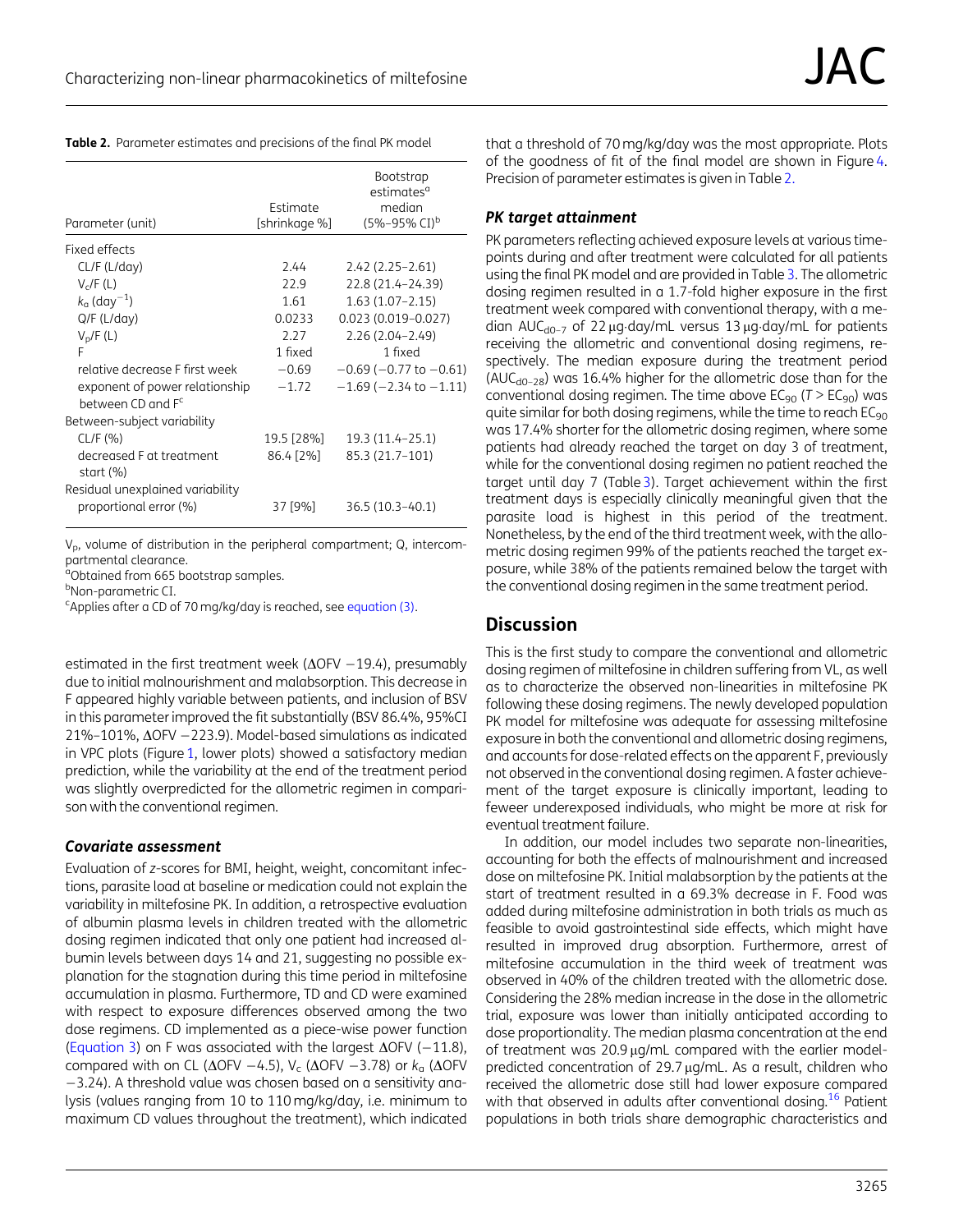**Table 2.** Parameter estimates and precisions of the final PK model

| Parameter (unit) | Estimate [shrinkage %] | Bootstrap estimates[a] median (5%–95% CI)[b] |
|---|---|---|
| Fixed effects | | |
| CL/F (L/day) | 2.44 | 2.42 (2.25–2.61) |
| $V_c$/F (L) | 22.9 | 22.8 (21.4–24.39) |
| $k_a$ (day$^{-1}$) | 1.61 | 1.63 (1.07–2.15) |
| Q/F (L/day) | 0.0233 | 0.023 (0.019–0.027) |
| $V_p$/F (L) | 2.27 | 2.26 (2.04–2.49) |
| F | 1 fixed | 1 fixed |
| relative decrease F first week | −0.69 | −0.69 (−0.77 to −0.61) |
| exponent of power relationship between CD and F[c] | −1.72 | −1.69 (−2.34 to −1.11) |
| Between-subject variability | | |
| CL/F (%) | 19.5 [28%] | 19.3 (11.4–25.1) |
| decreased F at treatment start (%) | 86.4 [2%] | 85.3 (21.7–101) |
| Residual unexplained variability | | |
| proportional error (%) | 37 [9%] | 36.5 (10.3–40.1) |

$V_p$, volume of distribution in the peripheral compartment; Q, intercompartmental clearance.
[a]Obtained from 665 bootstrap samples.
[b]Non-parametric CI.
[c]Applies after a CD of 70 mg/kg/day is reached, see equation (3).

estimated in the first treatment week (ΔOFV −19.4), presumably due to initial malnourishment and malabsorption. This decrease in F appeared highly variable between patients, and inclusion of BSV in this parameter improved the fit substantially (BSV 86.4%, 95%CI 21%–101%, ΔOFV −223.9). Model-based simulations as indicated in VPC plots (Figure 1, lower plots) showed a satisfactory median prediction, while the variability at the end of the treatment period was slightly overpredicted for the allometric regimen in comparison with the conventional regimen.

### *Covariate assessment*

Evaluation of *z*-scores for BMI, height, weight, concomitant infections, parasite load at baseline or medication could not explain the variability in miltefosine PK. In addition, a retrospective evaluation of albumin plasma levels in children treated with the allometric dosing regimen indicated that only one patient had increased albumin levels between days 14 and 21, suggesting no possible explanation for the stagnation during this time period in miltefosine accumulation in plasma. Furthermore, TD and CD were examined with respect to exposure differences observed among the two dose regimens. CD implemented as a piece-wise power function (Equation 3) on F was associated with the largest ΔOFV (−11.8), compared with on CL (ΔOFV −4.5), $V_c$ (ΔOFV −3.78) or $k_a$ (ΔOFV −3.24). A threshold value was chosen based on a sensitivity analysis (values ranging from 10 to 110 mg/kg/day, i.e. minimum to maximum CD values throughout the treatment), which indicated that a threshold of 70 mg/kg/day was the most appropriate. Plots of the goodness of fit of the final model are shown in Figure 4. Precision of parameter estimates is given in Table 2.

### *PK target attainment*

PK parameters reflecting achieved exposure levels at various timepoints during and after treatment were calculated for all patients using the final PK model and are provided in Table 3. The allometric dosing regimen resulted in a 1.7-fold higher exposure in the first treatment week compared with conventional therapy, with a median $AUC_{d0-7}$ of 22 μg·day/mL versus 13 μg·day/mL for patients receiving the allometric and conventional dosing regimens, respectively. The median exposure during the treatment period ($AUC_{d0-28}$) was 16.4% higher for the allometric dose than for the conventional dosing regimen. The time above $EC_{90}$ ($T > EC_{90}$) was quite similar for both dosing regimens, while the time to reach $EC_{90}$ was 17.4% shorter for the allometric dosing regimen, where some patients had already reached the target on day 3 of treatment, while for the conventional dosing regimen no patient reached the target until day 7 (Table 3). Target achievement within the first treatment days is especially clinically meaningful given that the parasite load is highest in this period of the treatment. Nonetheless, by the end of the third treatment week, with the allometric dosing regimen 99% of the patients reached the target exposure, while 38% of the patients remained below the target with the conventional dosing regimen in the same treatment period.

## Discussion

This is the first study to compare the conventional and allometric dosing regimen of miltefosine in children suffering from VL, as well as to characterize the observed non-linearities in miltefosine PK following these dosing regimens. The newly developed population PK model for miltefosine was adequate for assessing miltefosine exposure in both the conventional and allometric dosing regimens, and accounts for dose-related effects on the apparent F, previously not observed in the conventional dosing regimen. A faster achievement of the target exposure is clinically important, leading to fewer underexposed individuals, who might be more at risk for eventual treatment failure.

In addition, our model includes two separate non-linearities, accounting for both the effects of malnourishment and increased dose on miltefosine PK. Initial malabsorption by the patients at the start of treatment resulted in a 69.3% decrease in F. Food was added during miltefosine administration in both trials as much as feasible to avoid gastrointestinal side effects, which might have resulted in improved drug absorption. Furthermore, arrest of miltefosine accumulation in the third week of treatment was observed in 40% of the children treated with the allometric dose. Considering the 28% median increase in the dose in the allometric trial, exposure was lower than initially anticipated according to dose proportionality. The median plasma concentration at the end of treatment was 20.9 μg/mL compared with the earlier model-predicted concentration of 29.7 μg/mL. As a result, children who received the allometric dose still had lower exposure compared with that observed in adults after conventional dosing.[16] Patient populations in both trials share demographic characteristics and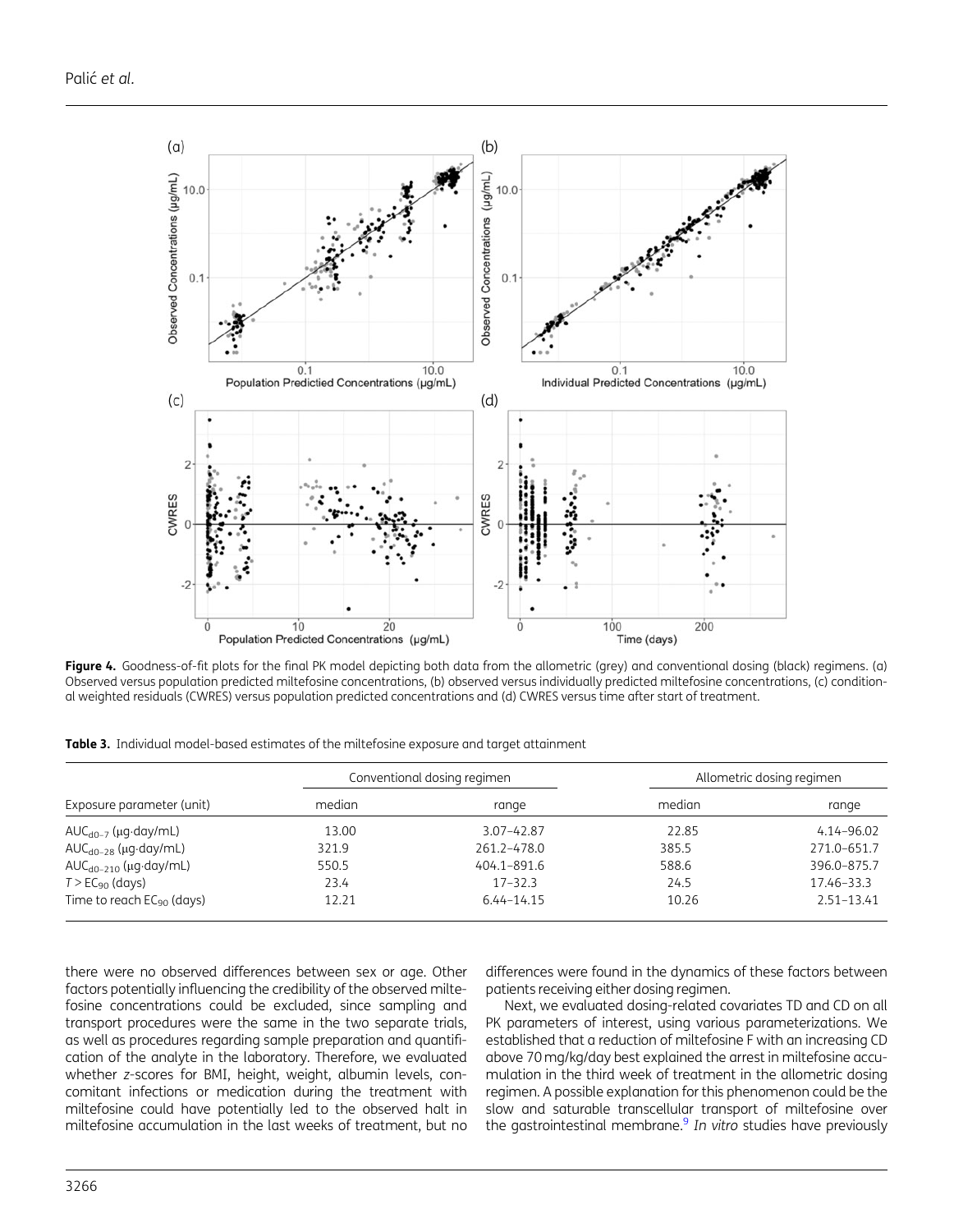**Figure 4.** Goodness-of-fit plots for the final PK model depicting both data from the allometric (grey) and conventional dosing (black) regimens. (a) Observed versus population predicted miltefosine concentrations, (b) observed versus individually predicted miltefosine concentrations, (c) conditional weighted residuals (CWRES) versus population predicted concentrations and (d) CWRES versus time after start of treatment.

**Table 3.** Individual model-based estimates of the miltefosine exposure and target attainment

| Exposure parameter (unit) | Conventional dosing regimen | | Allometric dosing regimen | |
|---|---|---|---|---|
| | median | range | median | range |
| $AUC_{d0-7}$ (μg·day/mL) | 13.00 | 3.07–42.87 | 22.85 | 4.14–96.02 |
| $AUC_{d0-28}$ (μg·day/mL) | 321.9 | 261.2–478.0 | 385.5 | 271.0–651.7 |
| $AUC_{d0-210}$ (μg·day/mL) | 550.5 | 404.1–891.6 | 588.6 | 396.0–875.7 |
| $T > EC_{90}$ (days) | 23.4 | 17–32.3 | 24.5 | 17.46–33.3 |
| Time to reach $EC_{90}$ (days) | 12.21 | 6.44–14.15 | 10.26 | 2.51–13.41 |

there were no observed differences between sex or age. Other factors potentially influencing the credibility of the observed miltefosine concentrations could be excluded, since sampling and transport procedures were the same in the two separate trials, as well as procedures regarding sample preparation and quantification of the analyte in the laboratory. Therefore, we evaluated whether *z*-scores for BMI, height, weight, albumin levels, concomitant infections or medication during the treatment with miltefosine could have potentially led to the observed halt in miltefosine accumulation in the last weeks of treatment, but no differences were found in the dynamics of these factors between patients receiving either dosing regimen.

Next, we evaluated dosing-related covariates TD and CD on all PK parameters of interest, using various parameterizations. We established that a reduction of miltefosine F with an increasing CD above 70 mg/kg/day best explained the arrest in miltefosine accumulation in the third week of treatment in the allometric dosing regimen. A possible explanation for this phenomenon could be the slow and saturable transcellular transport of miltefosine over the gastrointestinal membrane.[9] *In vitro* studies have previously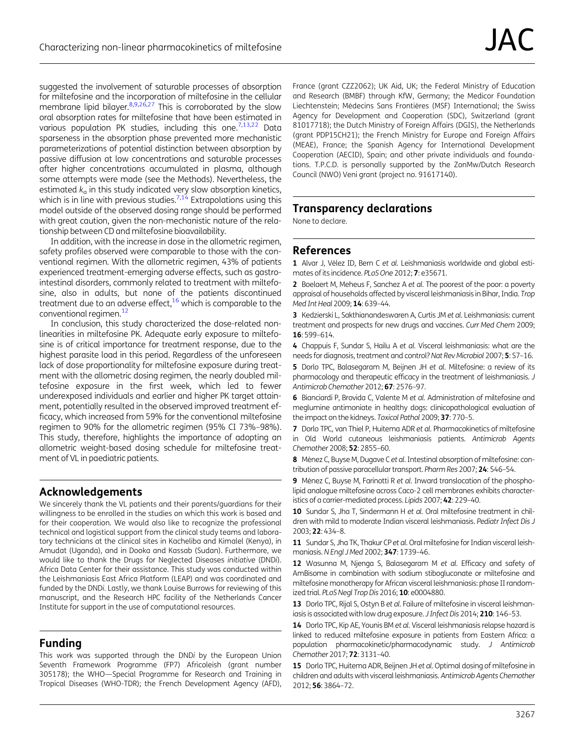suggested the involvement of saturable processes of absorption for miltefosine and the incorporation of miltefosine in the cellular membrane lipid bilayer.[8,9,26,27] This is corroborated by the slow oral absorption rates for miltefosine that have been estimated in various population PK studies, including this one.[7,13,22] Data sparseness in the absorption phase prevented more mechanistic parameterizations of potential distinction between absorption by passive diffusion at low concentrations and saturable processes after higher concentrations accumulated in plasma, although some attempts were made (see the Methods). Nevertheless, the estimated $k_a$ in this study indicated very slow absorption kinetics, which is in line with previous studies.[7,14] Extrapolations using this model outside of the observed dosing range should be performed with great caution, given the non-mechanistic nature of the relationship between CD and miltefosine bioavailability.

In addition, with the increase in dose in the allometric regimen, safety profiles observed were comparable to those with the conventional regimen. With the allometric regimen, 43% of patients experienced treatment-emerging adverse effects, such as gastrointestinal disorders, commonly related to treatment with miltefosine, also in adults, but none of the patients discontinued treatment due to an adverse effect,[16] which is comparable to the conventional regimen.[12]

In conclusion, this study characterized the dose-related non-linearities in miltefosine PK. Adequate early exposure to miltefosine is of critical importance for treatment response, due to the highest parasite load in this period. Regardless of the unforeseen lack of dose proportionality for miltefosine exposure during treatment with the allometric dosing regimen, the nearly doubled miltefosine exposure in the first week, which led to fewer underexposed individuals and earlier and higher PK target attainment, potentially resulted in the observed improved treatment efficacy, which increased from 59% for the conventional miltefosine regimen to 90% for the allometric regimen (95% CI 73%–98%). This study, therefore, highlights the importance of adopting an allometric weight-based dosing schedule for miltefosine treatment of VL in paediatric patients.

## Acknowledgements

We sincerely thank the VL patients and their parents/guardians for their willingness to be enrolled in the studies on which this work is based and for their cooperation. We would also like to recognize the professional technical and logistical support from the clinical study teams and laboratory technicians at the clinical sites in Kacheliba and Kimalel (Kenya), in Amudat (Uganda), and in Dooka and Kassab (Sudan). Furthermore, we would like to thank the Drugs for Neglected Diseases *initiative* (DND*i*). Africa Data Center for their assistance. This study was conducted within the Leishmaniasis East Africa Platform (LEAP) and was coordinated and funded by the DND*i*. Lastly, we thank Louise Burrows for reviewing of this manuscript, and the Research HPC facility of the Netherlands Cancer Institute for support in the use of computational resources.

## Funding

This work was supported through the DND*i* by the European Union Seventh Framework Programme (FP7) Africoleish (grant number 305178); the WHO—Special Programme for Research and Training in Tropical Diseases (WHO-TDR); the French Development Agency (AFD), France (grant CZZ2062); UK Aid, UK; the Federal Ministry of Education and Research (BMBF) through KfW, Germany; the Medicor Foundation Liechtenstein; Médecins Sans Frontières (MSF) International; the Swiss Agency for Development and Cooperation (SDC), Switzerland (grant 81017718); the Dutch Ministry of Foreign Affairs (DGIS), the Netherlands (grant PDP15CH21); the French Ministry for Europe and Foreign Affairs (MEAE), France; the Spanish Agency for International Development Cooperation (AECID), Spain; and other private individuals and foundations. T.P.C.D. is personally supported by the ZonMw/Dutch Research Council (NWO) Veni grant (project no. 91617140).

## Transparency declarations

None to declare.

## References

**1** Alvar J, Vélez ID, Bern C *et al.* Leishmaniasis worldwide and global estimates of its incidence. *PLoS One* 2012; **7**: e35671.

**2** Boelaert M, Meheus F, Sanchez A *et al.* The poorest of the poor: a poverty appraisal of households affected by visceral leishmaniasis in Bihar, India. *Trop Med Int Heal* 2009; **14**: 639–44.

**3** Kedzierski L, Sakthianandeswaren A, Curtis JM *et al.* Leishmaniasis: current treatment and prospects for new drugs and vaccines. *Curr Med Chem* 2009; **16**: 599–614.

**4** Chappuis F, Sundar S, Hailu A *et al.* Visceral leishmaniasis: what are the needs for diagnosis, treatment and control? *Nat Rev Microbiol* 2007; **5**: S7–16.

**5** Dorlo TPC, Balasegaram M, Beijnen JH *et al.* Miltefosine: a review of its pharmacology and therapeutic efficacy in the treatment of leishmaniasis. *J Antimicrob Chemother* 2012; **67**: 2576–97.

**6** Bianciardi P, Brovida C, Valente M *et al.* Administration of miltefosine and meglumine antimoniate in healthy dogs: clinicopathological evaluation of the impact on the kidneys. *Toxicol Pathol* 2009; **37**: 770–5.

**7** Dorlo TPC, van Thiel P, Huitema ADR *et al.* Pharmacokinetics of miltefosine in Old World cutaneous leishmaniasis patients. *Antimicrob Agents Chemother* 2008; **52**: 2855–60.

**8** Ménez C, Buyse M, Dugave C *et al.* Intestinal absorption of miltefosine: contribution of passive paracellular transport. *Pharm Res* 2007; **24**: 546–54.

**9** Ménez C, Buyse M, Farinotti R *et al.* Inward translocation of the phospholipid analogue miltefosine across Caco-2 cell membranes exhibits characteristics of a carrier-mediated process. *Lipids* 2007; **42**: 229–40.

**10** Sundar S, Jha T, Sindermann H *et al.* Oral miltefosine treatment in children with mild to moderate Indian visceral leishmaniasis. *Pediatr Infect Dis J* 2003; **22**: 434–8.

**11** Sundar S, Jha TK, Thakur CP *et al.* Oral miltefosine for Indian visceral leishmaniasis. *N Engl J Med* 2002; **347**: 1739–46.

**12** Wasunna M, Njenga S, Balasegaram M *et al.* Efficacy and safety of AmBisome in combination with sodium stibogluconate or miltefosine and miltefosine monotherapy for African visceral leishmaniasis: phase II randomized trial. *PLoS Negl Trop Dis* 2016; **10**: e0004880.

**13** Dorlo TPC, Rijal S, Ostyn B *et al.* Failure of miltefosine in visceral leishmaniasis is associated with low drug exposure. *J Infect Dis* 2014; **210**: 146–53.

**14** Dorlo TPC, Kip AE, Younis BM *et al.* Visceral leishmaniasis relapse hazard is linked to reduced miltefosine exposure in patients from Eastern Africa: a population pharmacokinetic/pharmacodynamic study. *J Antimicrob Chemother* 2017; **72**: 3131–40.

**15** Dorlo TPC, Huitema ADR, Beijnen JH *et al.* Optimal dosing of miltefosine in children and adults with visceral leishmaniasis. *Antimicrob Agents Chemother* 2012; **56**: 3864–72.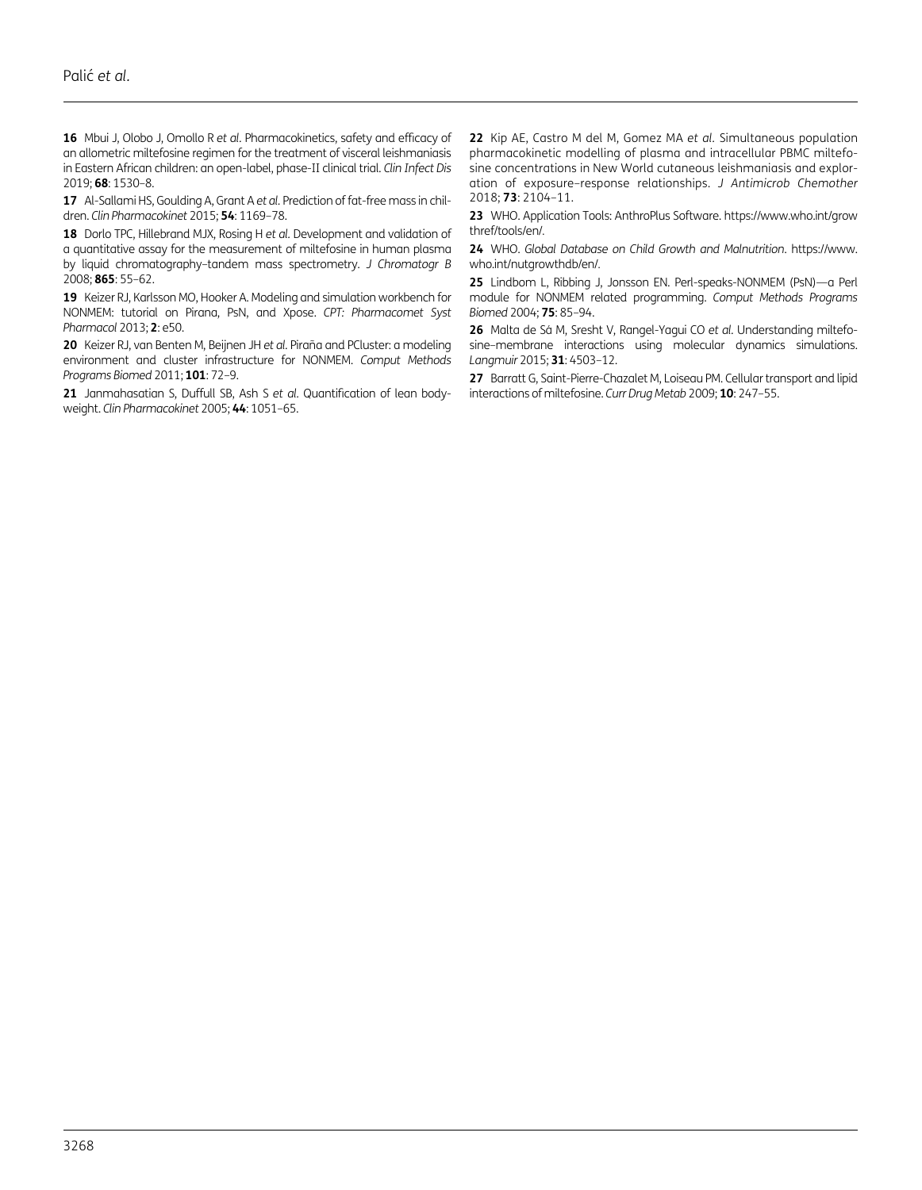16 Mbui J, Olobo J, Omollo R *et al*. Pharmacokinetics, safety and efficacy of an allometric miltefosine regimen for the treatment of visceral leishmaniasis in Eastern African children: an open-label, phase-II clinical trial. *Clin Infect Dis* 2019; **68**: 1530–8.

17 Al-Sallami HS, Goulding A, Grant A *et al*. Prediction of fat-free mass in children. *Clin Pharmacokinet* 2015; **54**: 1169–78.

18 Dorlo TPC, Hillebrand MJX, Rosing H *et al*. Development and validation of a quantitative assay for the measurement of miltefosine in human plasma by liquid chromatography–tandem mass spectrometry. *J Chromatogr B* 2008; **865**: 55–62.

19 Keizer RJ, Karlsson MO, Hooker A. Modeling and simulation workbench for NONMEM: tutorial on Pirana, PsN, and Xpose. *CPT: Pharmacomet Syst Pharmacol* 2013; **2**: e50.

20 Keizer RJ, van Benten M, Beijnen JH *et al*. Piraña and PCluster: a modeling environment and cluster infrastructure for NONMEM. *Comput Methods Programs Biomed* 2011; **101**: 72–9.

21 Janmahasatian S, Duffull SB, Ash S *et al*. Quantification of lean bodyweight. *Clin Pharmacokinet* 2005; **44**: 1051–65.

22 Kip AE, Castro M del M, Gomez MA *et al*. Simultaneous population pharmacokinetic modelling of plasma and intracellular PBMC miltefosine concentrations in New World cutaneous leishmaniasis and exploration of exposure–response relationships. *J Antimicrob Chemother* 2018; **73**: 2104–11.

23 WHO. Application Tools: AnthroPlus Software. https://www.who.int/growthref/tools/en/.

24 WHO. *Global Database on Child Growth and Malnutrition*. https://www.who.int/nutgrowthdb/en/.

25 Lindbom L, Ribbing J, Jonsson EN. Perl-speaks-NONMEM (PsN)—a Perl module for NONMEM related programming. *Comput Methods Programs Biomed* 2004; **75**: 85–94.

26 Malta de Sá M, Sresht V, Rangel-Yagui CO *et al*. Understanding miltefosine–membrane interactions using molecular dynamics simulations. *Langmuir* 2015; **31**: 4503–12.

27 Barratt G, Saint-Pierre-Chazalet M, Loiseau PM. Cellular transport and lipid interactions of miltefosine. *Curr Drug Metab* 2009; **10**: 247–55.